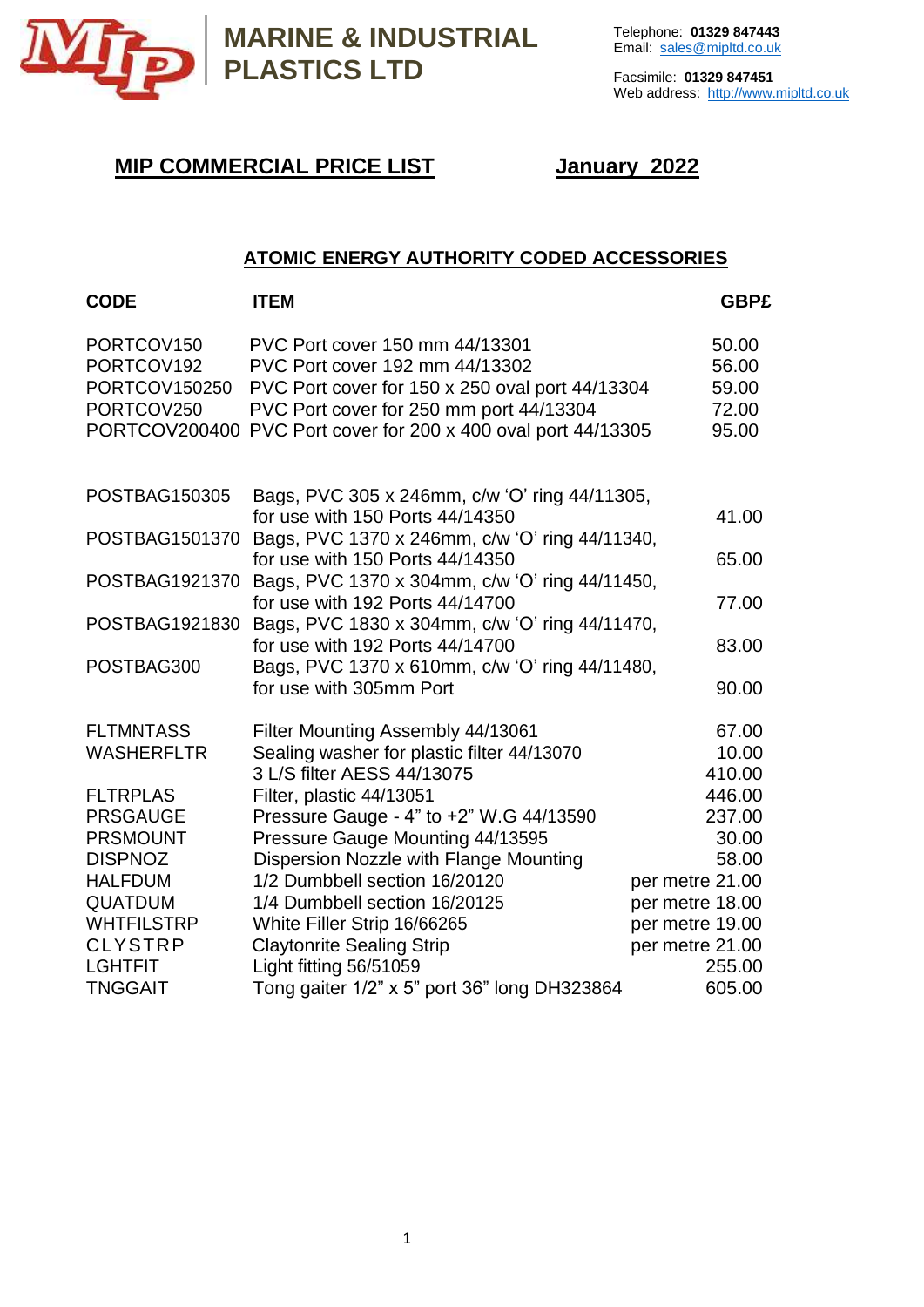# MARINE & INDUSTRIAL PLASTICS LTD

Telephone: **01329 847443**
Email: sales@mipltd.co.uk

Facsimile: **01329 847451**
Web address: http://www.mipltd.co.uk

## MIP COMMERCIAL PRICE LIST — January 2022

### ATOMIC ENERGY AUTHORITY CODED ACCESSORIES

| CODE | ITEM | GBP£ |
|---|---|---|
| PORTCOV150 | PVC Port cover 150 mm 44/13301 | 50.00 |
| PORTCOV192 | PVC Port cover 192 mm 44/13302 | 56.00 |
| PORTCOV150250 | PVC Port cover for 150 x 250 oval port 44/13304 | 59.00 |
| PORTCOV250 | PVC Port cover for 250 mm port 44/13304 | 72.00 |
| PORTCOV200400 | PVC Port cover for 200 x 400 oval port 44/13305 | 95.00 |
| POSTBAG150305 | Bags, PVC 305 x 246mm, c/w ‘O’ ring 44/11305, for use with 150 Ports 44/14350 | 41.00 |
| POSTBAG1501370 | Bags, PVC 1370 x 246mm, c/w ‘O’ ring 44/11340, for use with 150 Ports 44/14350 | 65.00 |
| POSTBAG1921370 | Bags, PVC 1370 x 304mm, c/w ‘O’ ring 44/11450, for use with 192 Ports 44/14700 | 77.00 |
| POSTBAG1921830 | Bags, PVC 1830 x 304mm, c/w ‘O’ ring 44/11470, for use with 192 Ports 44/14700 | 83.00 |
| POSTBAG300 | Bags, PVC 1370 x 610mm, c/w ‘O’ ring 44/11480, for use with 305mm Port | 90.00 |
| FLTMNTASS | Filter Mounting Assembly 44/13061 | 67.00 |
| WASHERFLTR | Sealing washer for plastic filter 44/13070 | 10.00 |
| | 3 L/S filter AESS 44/13075 | 410.00 |
| FLTRPLAS | Filter, plastic 44/13051 | 446.00 |
| PRSGAUGE | Pressure Gauge - 4” to +2” W.G 44/13590 | 237.00 |
| PRSMOUNT | Pressure Gauge Mounting 44/13595 | 30.00 |
| DISPNOZ | Dispersion Nozzle with Flange Mounting | 58.00 |
| HALFDUM | 1/2 Dumbbell section 16/20120 | per metre 21.00 |
| QUATDUM | 1/4 Dumbbell section 16/20125 | per metre 18.00 |
| WHTFILSTRP | White Filler Strip 16/66265 | per metre 19.00 |
| CLYSTRP | Claytonrite Sealing Strip | per metre 21.00 |
| LGHTFIT | Light fitting 56/51059 | 255.00 |
| TNGGAIT | Tong gaiter 1/2” x 5” port 36” long DH323864 | 605.00 |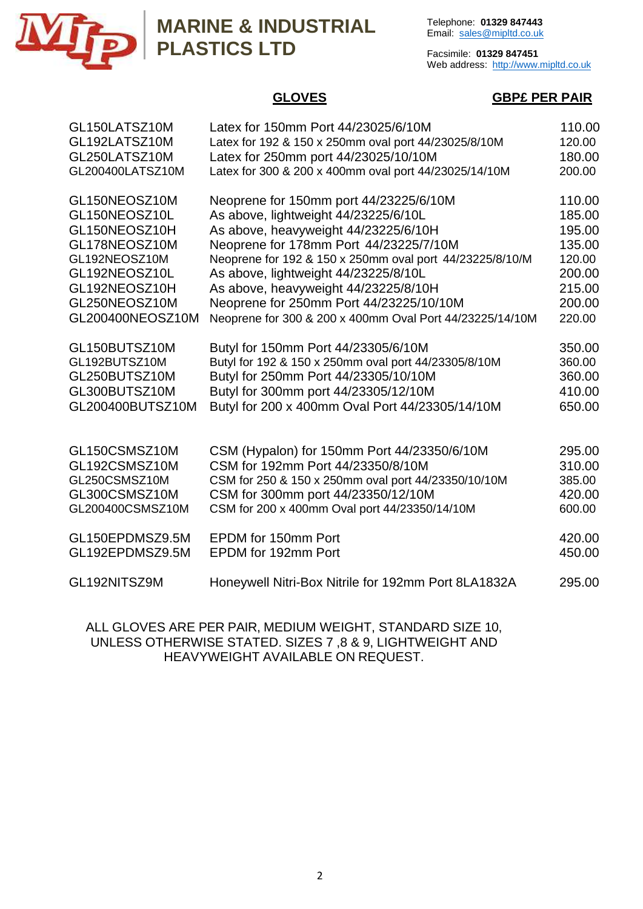# MARINE & INDUSTRIAL PLASTICS LTD

Telephone: **01329 847443**
Email: sales@mipltd.co.uk

Facsimile: **01329 847451**
Web address: http://www.mipltd.co.uk

## GLOVES

**GBP£ PER PAIR**

| Code | Description | GBP£ PER PAIR |
|---|---|---|
| GL150LATSZ10M | Latex for 150mm Port 44/23025/6/10M | 110.00 |
| GL192LATSZ10M | Latex for 192 & 150 x 250mm oval port 44/23025/8/10M | 120.00 |
| GL250LATSZ10M | Latex for 250mm port 44/23025/10/10M | 180.00 |
| GL200400LATSZ10M | Latex for 300 & 200 x 400mm oval port 44/23025/14/10M | 200.00 |
| GL150NEOSZ10M | Neoprene for 150mm port 44/23225/6/10M | 110.00 |
| GL150NEOSZ10L | As above, lightweight 44/23225/6/10L | 185.00 |
| GL150NEOSZ10H | As above, heavyweight 44/23225/6/10H | 195.00 |
| GL178NEOSZ10M | Neoprene for 178mm Port 44/23225/7/10M | 135.00 |
| GL192NEOSZ10M | Neoprene for 192 & 150 x 250mm oval port 44/23225/8/10/M | 120.00 |
| GL192NEOSZ10L | As above, lightweight 44/23225/8/10L | 200.00 |
| GL192NEOSZ10H | As above, heavyweight 44/23225/8/10H | 215.00 |
| GL250NEOSZ10M | Neoprene for 250mm Port 44/23225/10/10M | 200.00 |
| GL200400NEOSZ10M | Neoprene for 300 & 200 x 400mm Oval Port 44/23225/14/10M | 220.00 |
| GL150BUTSZ10M | Butyl for 150mm Port 44/23305/6/10M | 350.00 |
| GL192BUTSZ10M | Butyl for 192 & 150 x 250mm oval port 44/23305/8/10M | 360.00 |
| GL250BUTSZ10M | Butyl for 250mm Port 44/23305/10/10M | 360.00 |
| GL300BUTSZ10M | Butyl for 300mm port 44/23305/12/10M | 410.00 |
| GL200400BUTSZ10M | Butyl for 200 x 400mm Oval Port 44/23305/14/10M | 650.00 |
| GL150CSMSZ10M | CSM (Hypalon) for 150mm Port 44/23350/6/10M | 295.00 |
| GL192CSMSZ10M | CSM for 192mm Port 44/23350/8/10M | 310.00 |
| GL250CSMSZ10M | CSM for 250 & 150 x 250mm oval port 44/23350/10/10M | 385.00 |
| GL300CSMSZ10M | CSM for 300mm port 44/23350/12/10M | 420.00 |
| GL200400CSMSZ10M | CSM for 200 x 400mm Oval port 44/23350/14/10M | 600.00 |
| GL150EPDMSZ9.5M | EPDM for 150mm Port | 420.00 |
| GL192EPDMSZ9.5M | EPDM for 192mm Port | 450.00 |
| GL192NITSZ9M | Honeywell Nitri-Box Nitrile for 192mm Port 8LA1832A | 295.00 |

ALL GLOVES ARE PER PAIR, MEDIUM WEIGHT, STANDARD SIZE 10, UNLESS OTHERWISE STATED. SIZES 7 ,8 & 9, LIGHTWEIGHT AND HEAVYWEIGHT AVAILABLE ON REQUEST.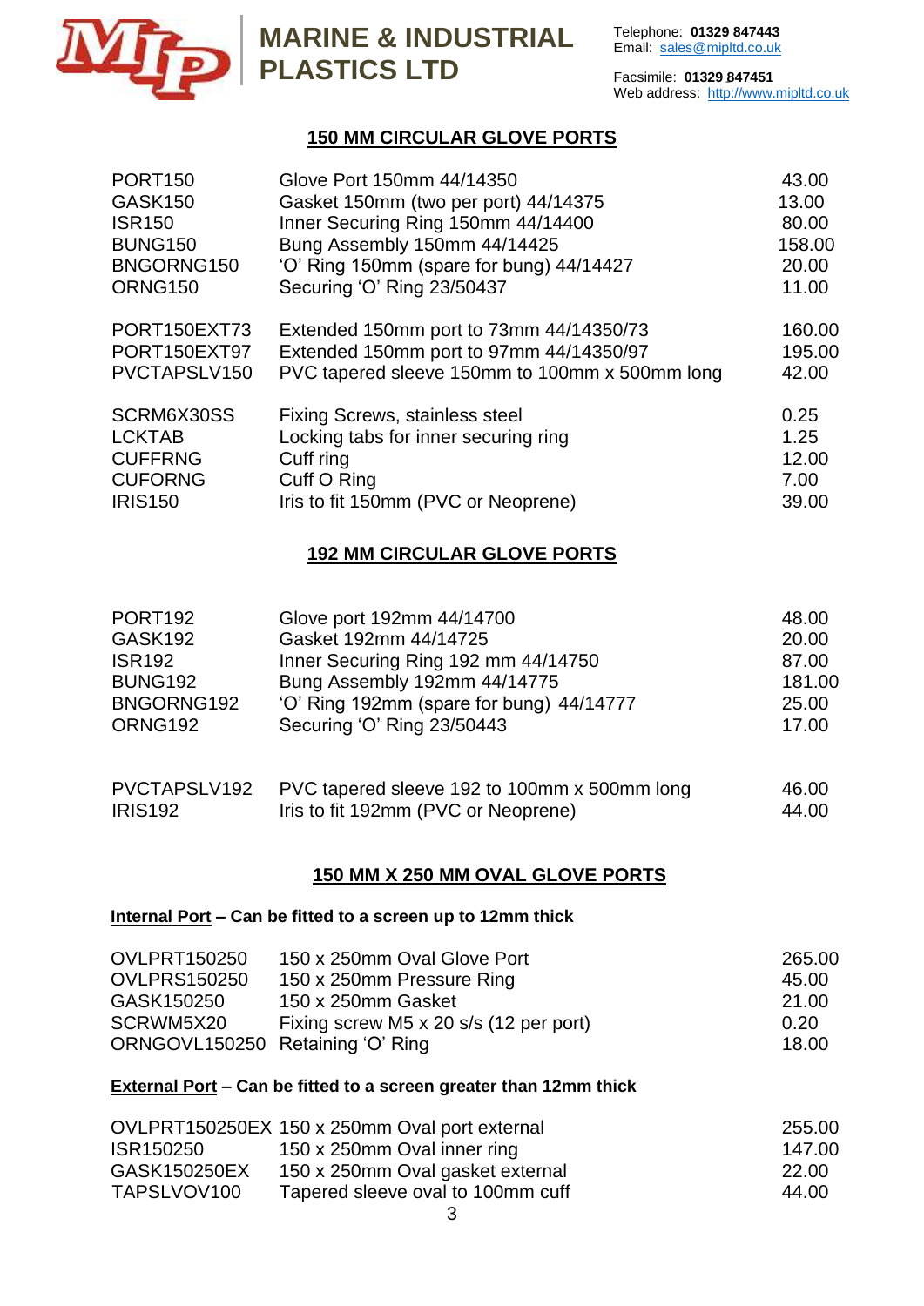# MARINE & INDUSTRIAL PLASTICS LTD

Telephone: **01329 847443**
Email: sales@mipltd.co.uk

Facsimile: **01329 847451**
Web address: http://www.mipltd.co.uk

## 150 MM CIRCULAR GLOVE PORTS

| | | |
|---|---|---|
| PORT150 | Glove Port 150mm 44/14350 | 43.00 |
| GASK150 | Gasket 150mm (two per port) 44/14375 | 13.00 |
| ISR150 | Inner Securing Ring 150mm 44/14400 | 80.00 |
| BUNG150 | Bung Assembly 150mm 44/14425 | 158.00 |
| BNGORNG150 | 'O' Ring 150mm (spare for bung) 44/14427 | 20.00 |
| ORNG150 | Securing 'O' Ring 23/50437 | 11.00 |
| PORT150EXT73 | Extended 150mm port to 73mm 44/14350/73 | 160.00 |
| PORT150EXT97 | Extended 150mm port to 97mm 44/14350/97 | 195.00 |
| PVCTAPSLV150 | PVC tapered sleeve 150mm to 100mm x 500mm long | 42.00 |
| SCRM6X30SS | Fixing Screws, stainless steel | 0.25 |
| LCKTAB | Locking tabs for inner securing ring | 1.25 |
| CUFFRNG | Cuff ring | 12.00 |
| CUFORNG | Cuff O Ring | 7.00 |
| IRIS150 | Iris to fit 150mm (PVC or Neoprene) | 39.00 |

## 192 MM CIRCULAR GLOVE PORTS

| | | |
|---|---|---|
| PORT192 | Glove port 192mm 44/14700 | 48.00 |
| GASK192 | Gasket 192mm 44/14725 | 20.00 |
| ISR192 | Inner Securing Ring 192 mm 44/14750 | 87.00 |
| BUNG192 | Bung Assembly 192mm 44/14775 | 181.00 |
| BNGORNG192 | 'O' Ring 192mm (spare for bung) 44/14777 | 25.00 |
| ORNG192 | Securing 'O' Ring 23/50443 | 17.00 |
| PVCTAPSLV192 | PVC tapered sleeve 192 to 100mm x 500mm long | 46.00 |
| IRIS192 | Iris to fit 192mm (PVC or Neoprene) | 44.00 |

## 150 MM X 250 MM OVAL GLOVE PORTS

**Internal Port – Can be fitted to a screen up to 12mm thick**

| | | |
|---|---|---|
| OVLPRT150250 | 150 x 250mm Oval Glove Port | 265.00 |
| OVLPRS150250 | 150 x 250mm Pressure Ring | 45.00 |
| GASK150250 | 150 x 250mm Gasket | 21.00 |
| SCRWM5X20 | Fixing screw M5 x 20 s/s (12 per port) | 0.20 |
| ORNGOVL150250 | Retaining 'O' Ring | 18.00 |

**External Port – Can be fitted to a screen greater than 12mm thick**

| | | |
|---|---|---|
| OVLPRT150250EX | 150 x 250mm Oval port external | 255.00 |
| ISR150250 | 150 x 250mm Oval inner ring | 147.00 |
| GASK150250EX | 150 x 250mm Oval gasket external | 22.00 |
| TAPSLVOV100 | Tapered sleeve oval to 100mm cuff | 44.00 |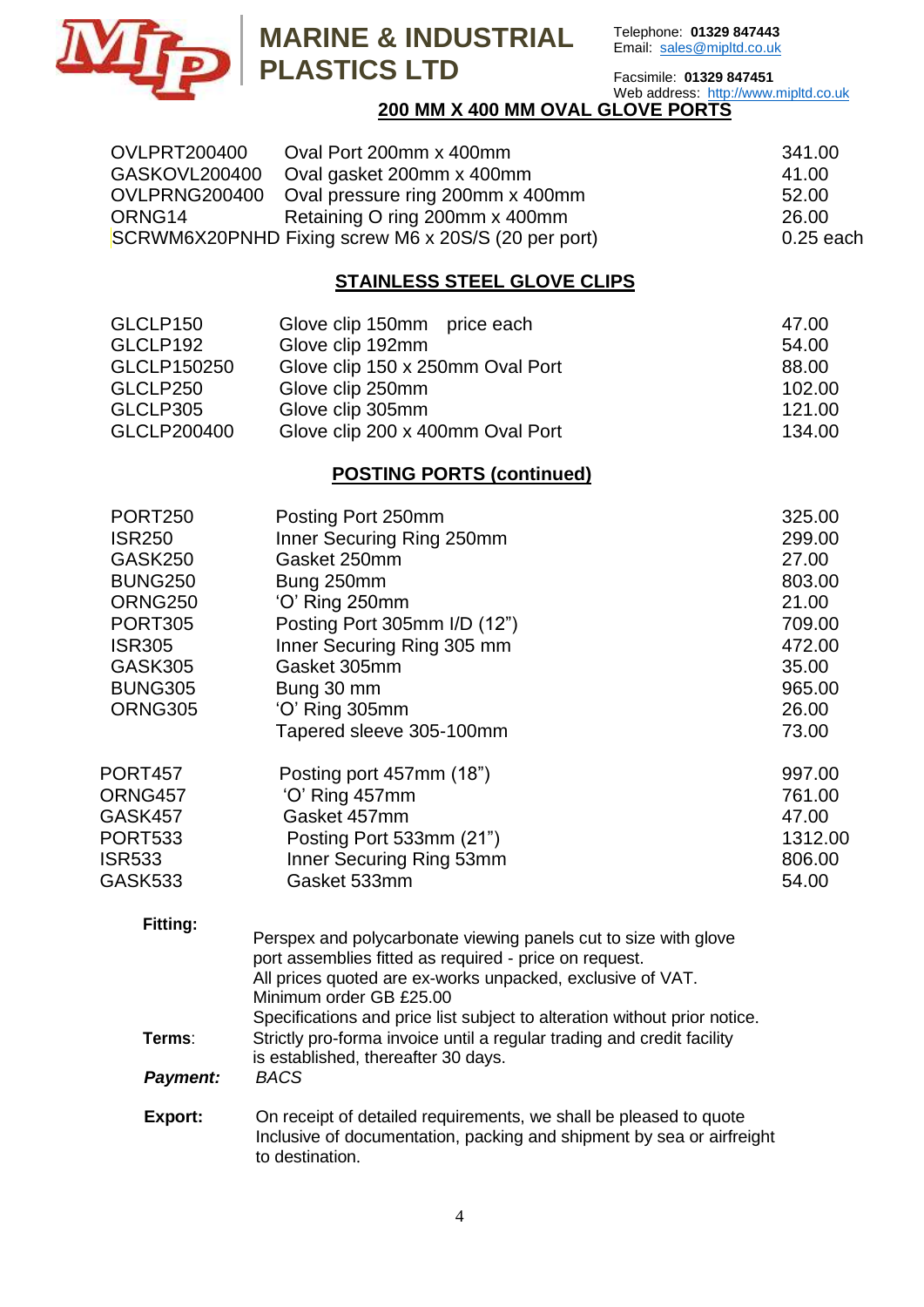# MARINE & INDUSTRIAL PLASTICS LTD

Telephone: **01329 847443**
Email: sales@mipltd.co.uk

Facsimile: **01329 847451**
Web address: http://www.mipltd.co.uk

## 200 MM X 400 MM OVAL GLOVE PORTS

| | | |
|---|---|---|
| OVLPRT200400 | Oval Port 200mm x 400mm | 341.00 |
| GASKOVL200400 | Oval gasket 200mm x 400mm | 41.00 |
| OVLPRNG200400 | Oval pressure ring 200mm x 400mm | 52.00 |
| ORNG14 | Retaining O ring 200mm x 400mm | 26.00 |
| SCRWM6X20PNHD | Fixing screw M6 x 20S/S (20 per port) | 0.25 each |

## STAINLESS STEEL GLOVE CLIPS

| | | |
|---|---|---|
| GLCLP150 | Glove clip 150mm price each | 47.00 |
| GLCLP192 | Glove clip 192mm | 54.00 |
| GLCLP150250 | Glove clip 150 x 250mm Oval Port | 88.00 |
| GLCLP250 | Glove clip 250mm | 102.00 |
| GLCLP305 | Glove clip 305mm | 121.00 |
| GLCLP200400 | Glove clip 200 x 400mm Oval Port | 134.00 |

## POSTING PORTS (continued)

| | | |
|---|---|---|
| PORT250 | Posting Port 250mm | 325.00 |
| ISR250 | Inner Securing Ring 250mm | 299.00 |
| GASK250 | Gasket 250mm | 27.00 |
| BUNG250 | Bung 250mm | 803.00 |
| ORNG250 | 'O' Ring 250mm | 21.00 |
| PORT305 | Posting Port 305mm I/D (12") | 709.00 |
| ISR305 | Inner Securing Ring 305 mm | 472.00 |
| GASK305 | Gasket 305mm | 35.00 |
| BUNG305 | Bung 30 mm | 965.00 |
| ORNG305 | 'O' Ring 305mm | 26.00 |
| | Tapered sleeve 305-100mm | 73.00 |
| PORT457 | Posting port 457mm (18") | 997.00 |
| ORNG457 | 'O' Ring 457mm | 761.00 |
| GASK457 | Gasket 457mm | 47.00 |
| PORT533 | Posting Port 533mm (21") | 1312.00 |
| ISR533 | Inner Securing Ring 53mm | 806.00 |
| GASK533 | Gasket 533mm | 54.00 |

**Fitting:** Perspex and polycarbonate viewing panels cut to size with glove port assemblies fitted as required - price on request.
All prices quoted are ex-works unpacked, exclusive of VAT.
Minimum order GB £25.00
Specifications and price list subject to alteration without prior notice.

**Terms**: Strictly pro-forma invoice until a regular trading and credit facility is established, thereafter 30 days.

***Payment:*** *BACS*

**Export:** On receipt of detailed requirements, we shall be pleased to quote Inclusive of documentation, packing and shipment by sea or airfreight to destination.